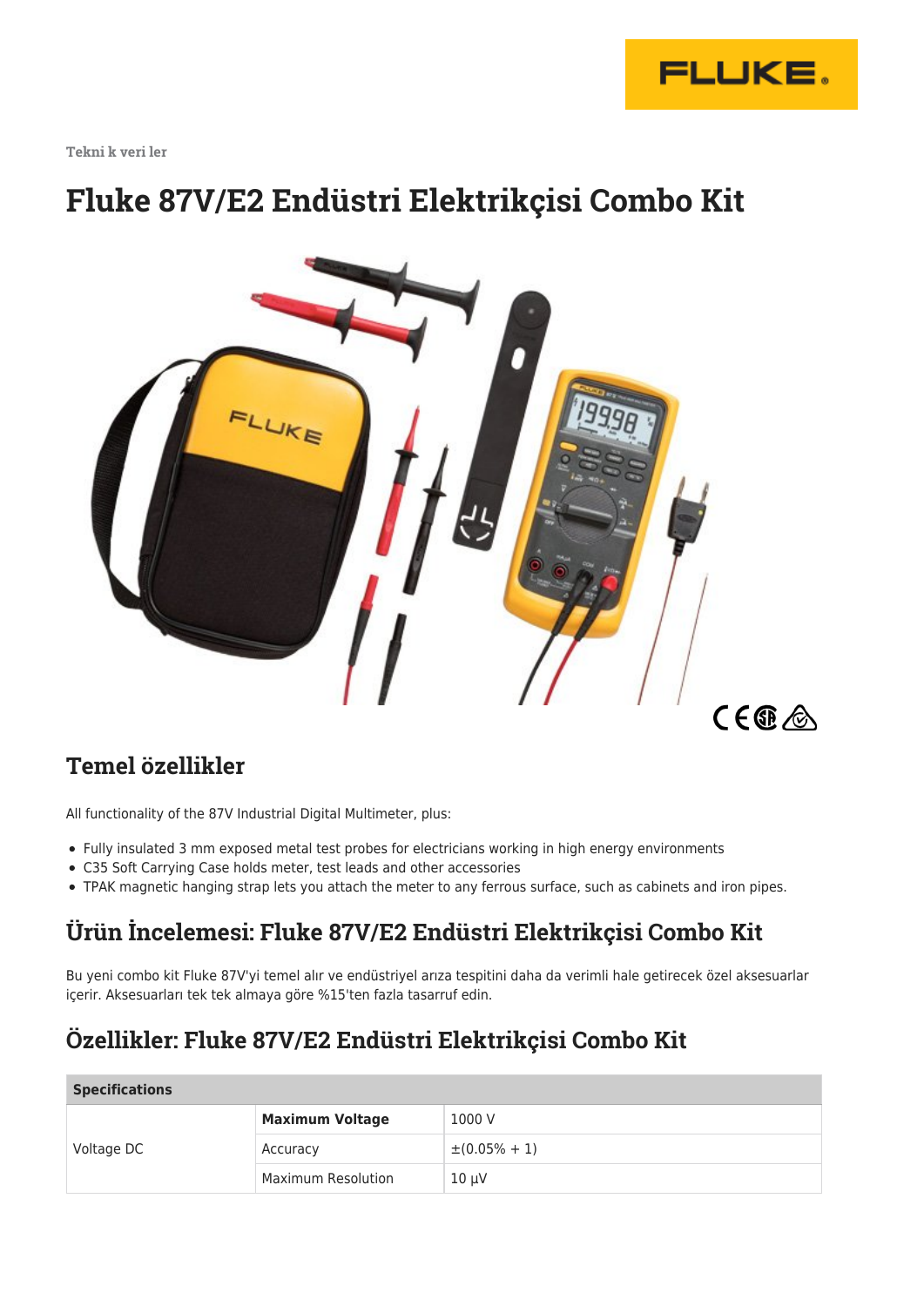Tekni k veri ler

# Fluke 87V/E2 Endüstri Elektrikçisi Combo Kit

## Temel özellikler

All functionality of the 87V Industrial Digital Multimeter, plus:

- Fully insulated 3 mm exposed metal test probes for electricians working in high energy environments
- C35 Soft Carrying Case holds meter, test leads and other accessories
- TPAK magnetic hanging strap lets you attach the meter to any ferrous surface, such as cabinets and iron pipes.

## Ürün İncelemesi: Fluke 87V/E2 Endüstri Elektrikçisi Combo Kit

Bu yeni combo kit Fluke 87V'yi temel alır ve endüstriyel arıza tespitini daha da verimli hale getirecek özel aksesuarlar içerir. Aksesuarları tek tek almaya göre %15'ten fazla tasarruf edin.

## Özellikler: Fluke 87V/E2 Endüstri Elektrikçisi Combo Kit

| Specifications | | |
|---|---|---|
| Voltage DC | **Maximum Voltage** | 1000 V |
| | Accuracy | ±(0.05% + 1) |
| | Maximum Resolution | 10 µV |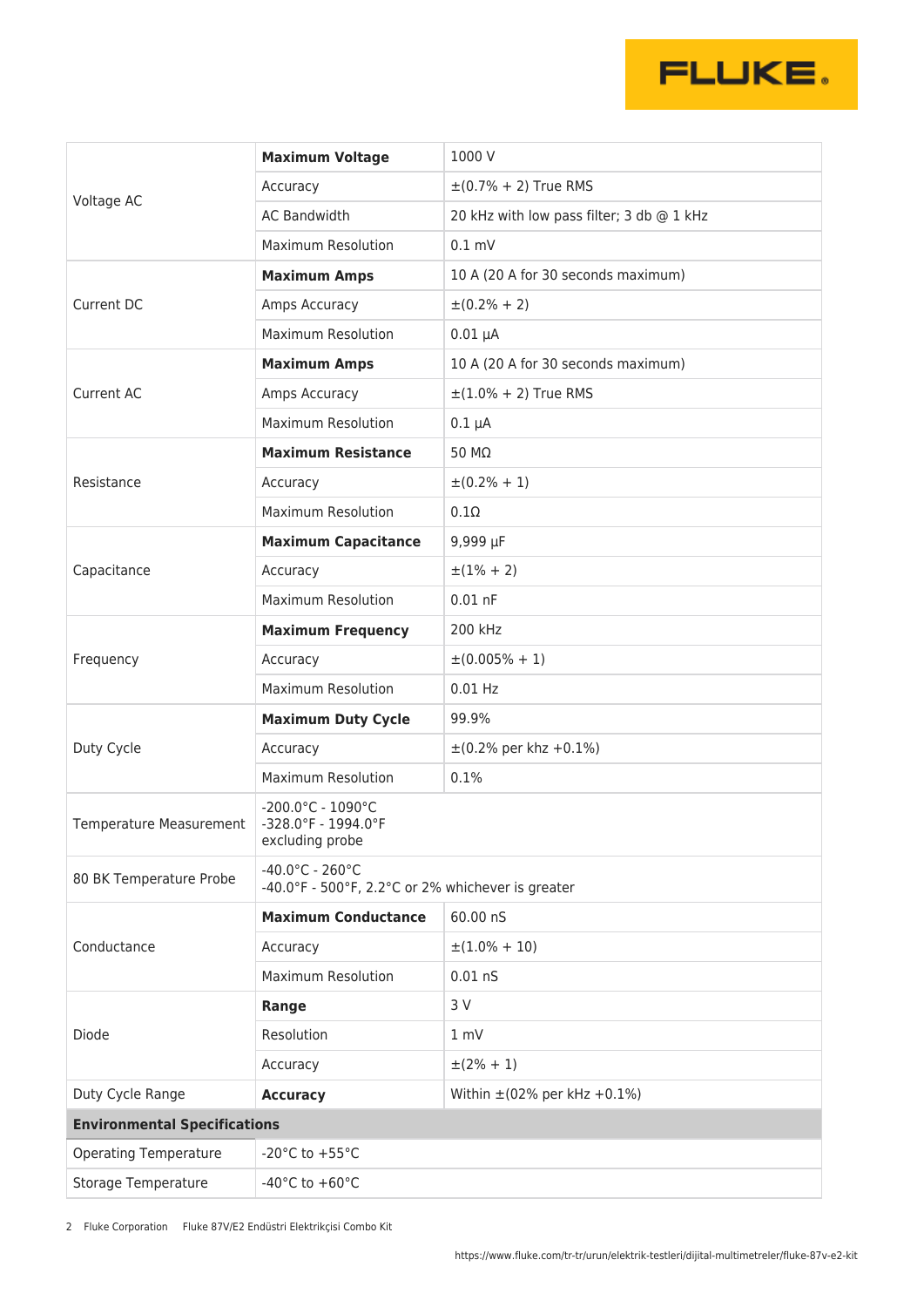| | | |
|---|---|---|
| Voltage AC | **Maximum Voltage** | 1000 V |
| | Accuracy | ±(0.7% + 2) True RMS |
| | AC Bandwidth | 20 kHz with low pass filter; 3 db @ 1 kHz |
| | Maximum Resolution | 0.1 mV |
| Current DC | **Maximum Amps** | 10 A (20 A for 30 seconds maximum) |
| | Amps Accuracy | ±(0.2% + 2) |
| | Maximum Resolution | 0.01 µA |
| Current AC | **Maximum Amps** | 10 A (20 A for 30 seconds maximum) |
| | Amps Accuracy | ±(1.0% + 2) True RMS |
| | Maximum Resolution | 0.1 µA |
| Resistance | **Maximum Resistance** | 50 MΩ |
| | Accuracy | ±(0.2% + 1) |
| | Maximum Resolution | 0.1Ω |
| Capacitance | **Maximum Capacitance** | 9,999 µF |
| | Accuracy | ±(1% + 2) |
| | Maximum Resolution | 0.01 nF |
| Frequency | **Maximum Frequency** | 200 kHz |
| | Accuracy | ±(0.005% + 1) |
| | Maximum Resolution | 0.01 Hz |
| Duty Cycle | **Maximum Duty Cycle** | 99.9% |
| | Accuracy | ±(0.2% per khz +0.1%) |
| | Maximum Resolution | 0.1% |
| Temperature Measurement | -200.0°C - 1090°C<br>-328.0°F - 1994.0°F<br>excluding probe | |
| 80 BK Temperature Probe | -40.0°C - 260°C<br>-40.0°F - 500°F, 2.2°C or 2% whichever is greater | |
| Conductance | **Maximum Conductance** | 60.00 nS |
| | Accuracy | ±(1.0% + 10) |
| | Maximum Resolution | 0.01 nS |
| Diode | **Range** | 3 V |
| | Resolution | 1 mV |
| | Accuracy | ±(2% + 1) |
| Duty Cycle Range | **Accuracy** | Within ±(02% per kHz +0.1%) |
| **Environmental Specifications** | | |
| Operating Temperature | -20°C to +55°C | |
| Storage Temperature | -40°C to +60°C | |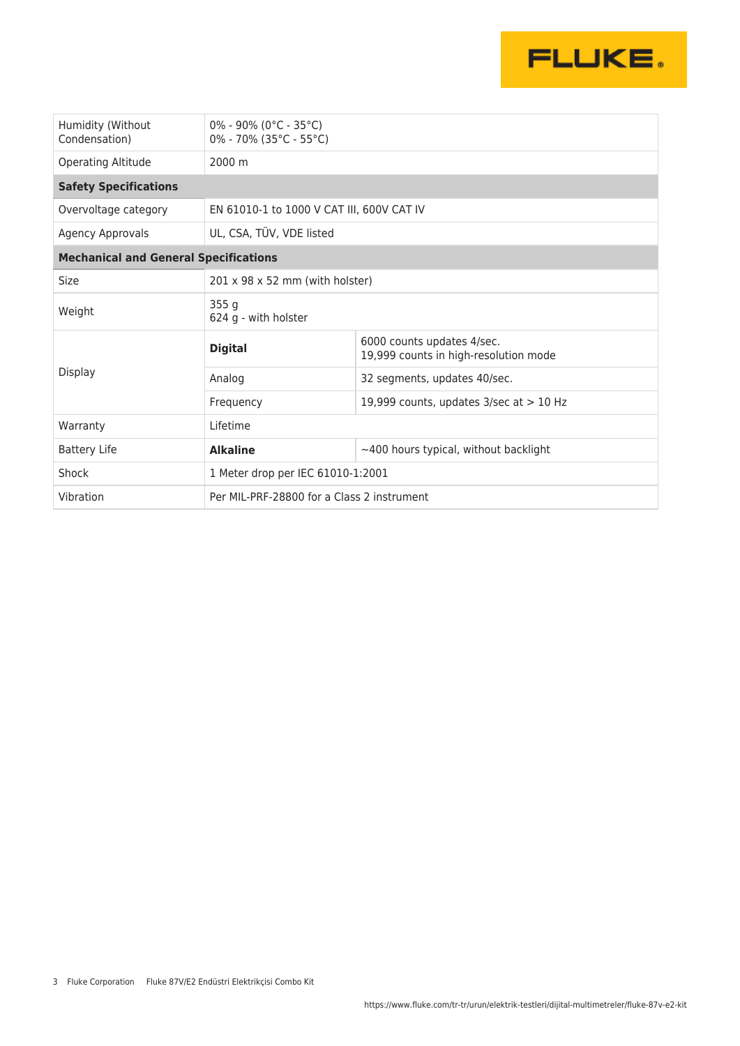| | | |
|---|---|---|
| Humidity (Without Condensation) | 0% - 90% (0°C - 35°C)<br>0% - 70% (35°C - 55°C) | |
| Operating Altitude | 2000 m | |
| **Safety Specifications** | | |
| Overvoltage category | EN 61010-1 to 1000 V CAT III, 600V CAT IV | |
| Agency Approvals | UL, CSA, TÜV, VDE listed | |
| **Mechanical and General Specifications** | | |
| Size | 201 x 98 x 52 mm (with holster) | |
| Weight | 355 g<br>624 g - with holster | |
| Display | **Digital** | 6000 counts updates 4/sec.<br>19,999 counts in high-resolution mode |
| | Analog | 32 segments, updates 40/sec. |
| | Frequency | 19,999 counts, updates 3/sec at > 10 Hz |
| Warranty | Lifetime | |
| Battery Life | **Alkaline** | ~400 hours typical, without backlight |
| Shock | 1 Meter drop per IEC 61010-1:2001 | |
| Vibration | Per MIL-PRF-28800 for a Class 2 instrument | |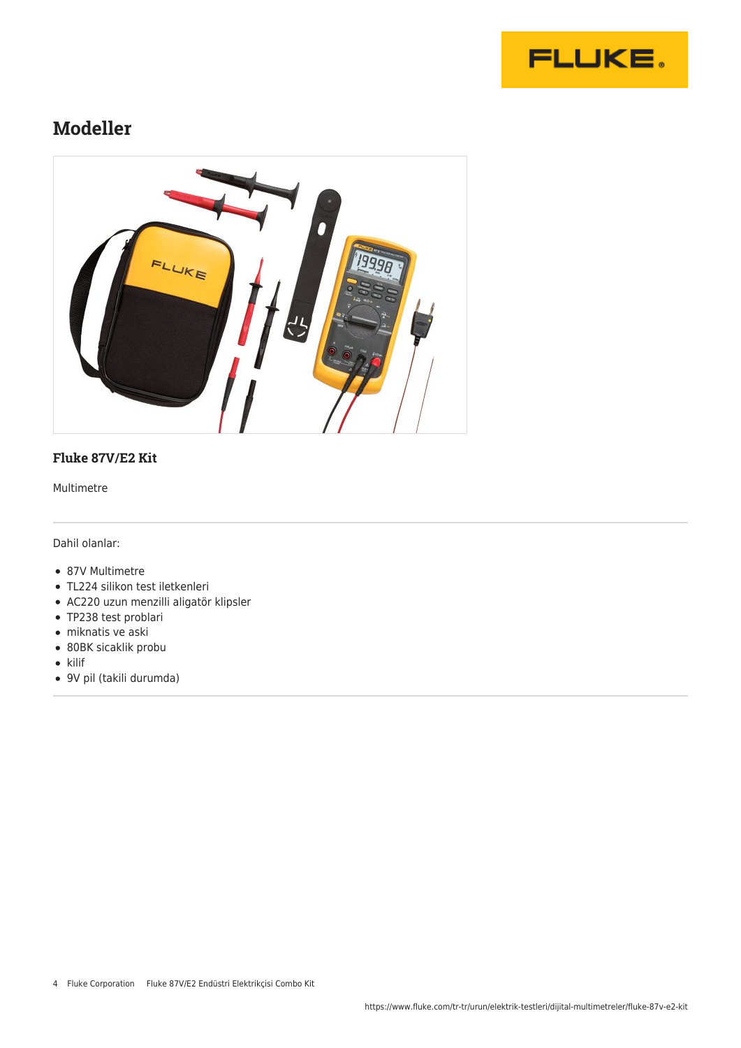## Modeller

### Fluke 87V/E2 Kit

Multimetre

Dahil olanlar:

- 87V Multimetre
- TL224 silikon test iletkenleri
- AC220 uzun menzilli aligatör klipsler
- TP238 test problari
- miknatis ve aski
- 80BK sicaklik probu
- kilif
- 9V pil (takili durumda)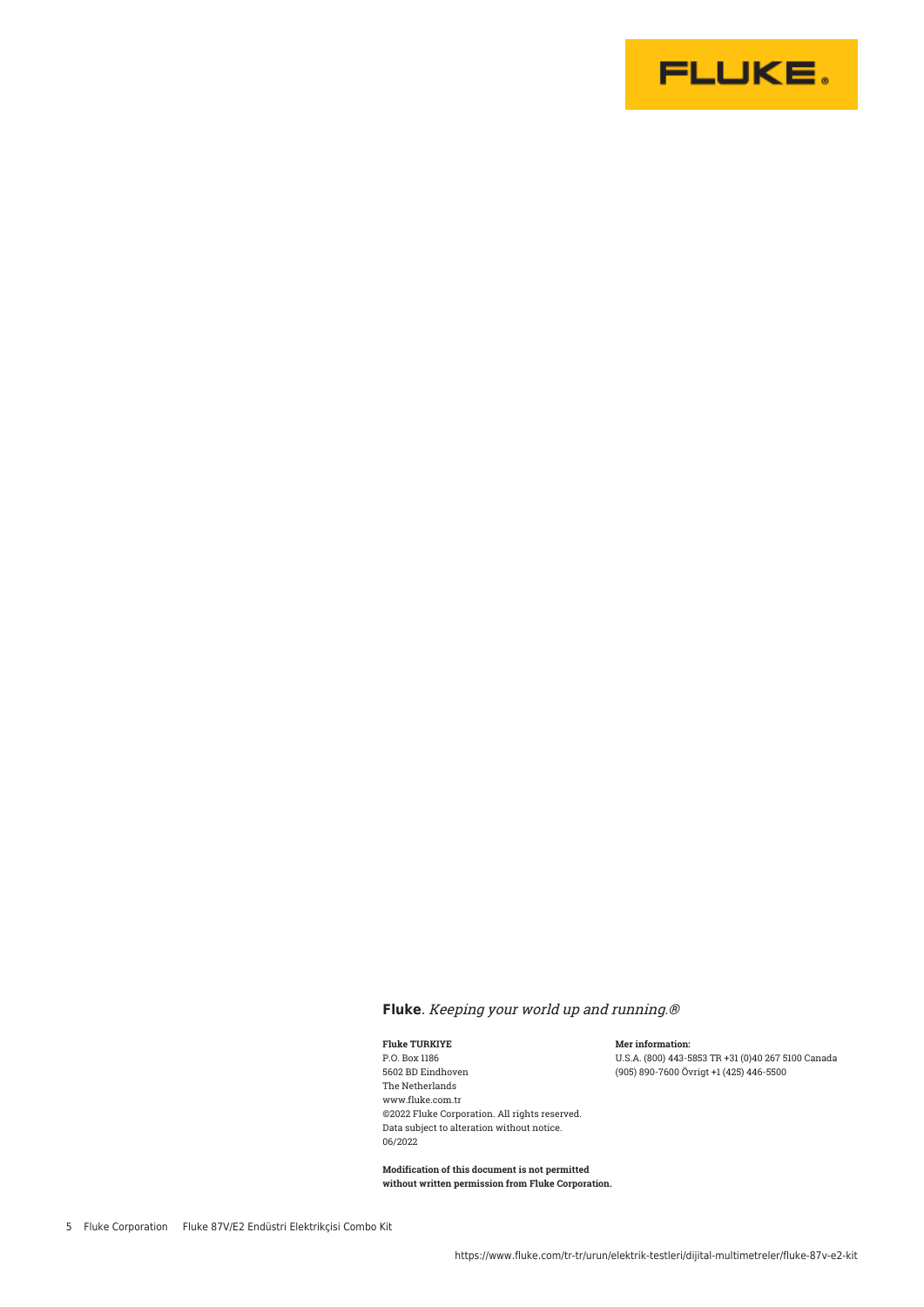**Fluke**. *Keeping your world up and running.®*

**Fluke TURKIYE**
P.O. Box 1186
5602 BD Eindhoven
The Netherlands
www.fluke.com.tr
©2022 Fluke Corporation. All rights reserved.
Data subject to alteration without notice.
06/2022

**Mer information:**
U.S.A. (800) 443-5853 TR +31 (0)40 267 5100 Canada
(905) 890-7600 Övrigt +1 (425) 446-5500

**Modification of this document is not permitted without written permission from Fluke Corporation.**